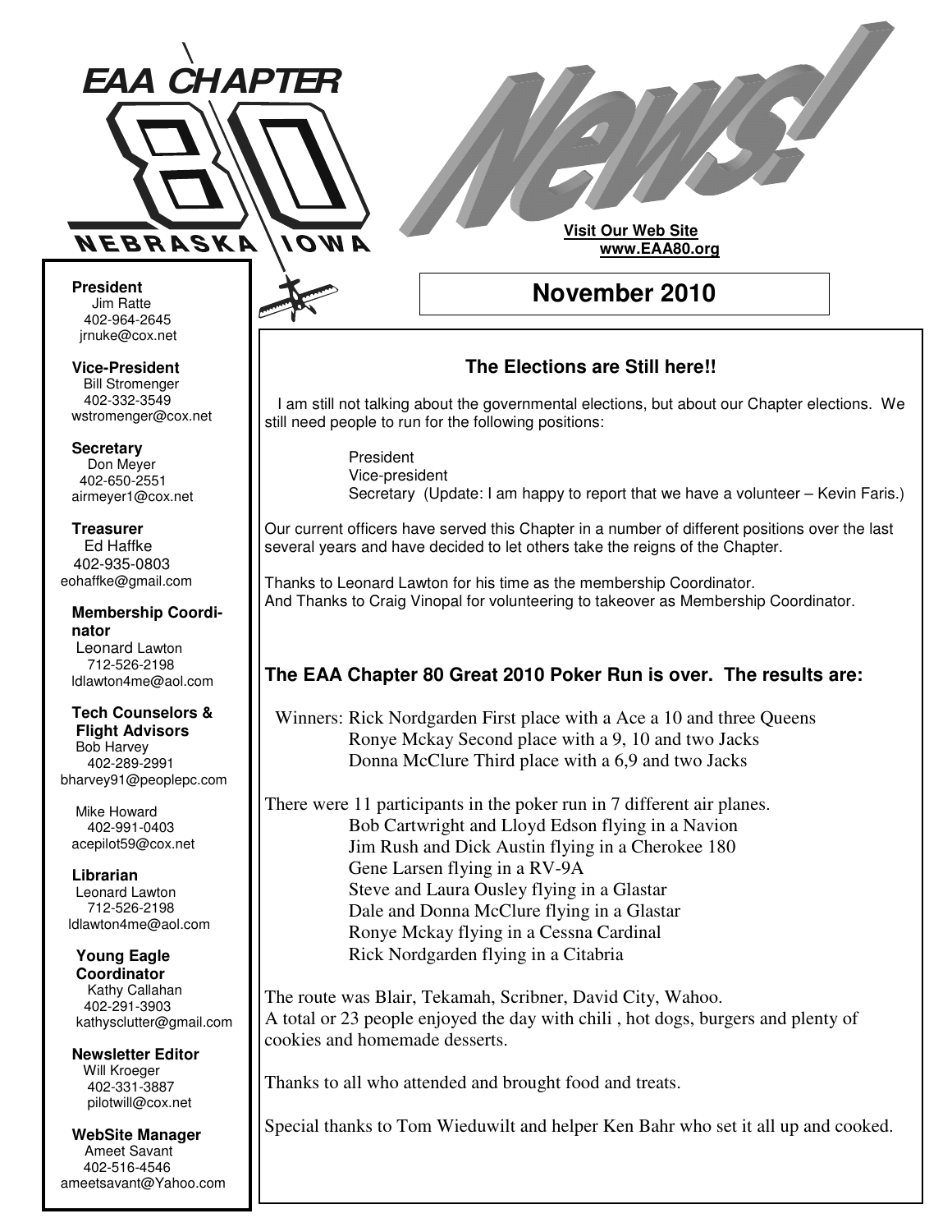# EAA CHAPTER 80 NEBRASKA IOWA

# News!

**Visit Our Web Site**
**www.EAA80.org**

## November 2010

**President**
Jim Ratte
402-964-2645
jrnuke@cox.net

**Vice-President**
Bill Stromenger
402-332-3549
wstromenger@cox.net

**Secretary**
Don Meyer
402-650-2551
airmeyer1@cox.net

**Treasurer**
Ed Haffke
402-935-0803
eohaffke@gmail.com

**Membership Coordinator**
Leonard Lawton
712-526-2198
ldlawton4me@aol.com

**Tech Counselors & Flight Advisors**
Bob Harvey
402-289-2991
bharvey91@peoplepc.com

Mike Howard
402-991-0403
acepilot59@cox.net

**Librarian**
Leonard Lawton
712-526-2198
ldlawton4me@aol.com

**Young Eagle Coordinator**
Kathy Callahan
402-291-3903
kathysclutter@gmail.com

**Newsletter Editor**
Will Kroeger
402-331-3887
pilotwill@cox.net

**WebSite Manager**
Ameet Savant
402-516-4546
ameetsavant@Yahoo.com

### The Elections are Still here!!

I am still not talking about the governmental elections, but about our Chapter elections. We still need people to run for the following positions:

President
Vice-president
Secretary (Update: I am happy to report that we have a volunteer – Kevin Faris.)

Our current officers have served this Chapter in a number of different positions over the last several years and have decided to let others take the reigns of the Chapter.

Thanks to Leonard Lawton for his time as the membership Coordinator.
And Thanks to Craig Vinopal for volunteering to takeover as Membership Coordinator.

### The EAA Chapter 80 Great 2010 Poker Run is over. The results are:

Winners: Rick Nordgarden First place with a Ace a 10 and three Queens
Ronye Mckay Second place with a 9, 10 and two Jacks
Donna McClure Third place with a 6,9 and two Jacks

There were 11 participants in the poker run in 7 different air planes.
Bob Cartwright and Lloyd Edson flying in a Navion
Jim Rush and Dick Austin flying in a Cherokee 180
Gene Larsen flying in a RV-9A
Steve and Laura Ousley flying in a Glastar
Dale and Donna McClure flying in a Glastar
Ronye Mckay flying in a Cessna Cardinal
Rick Nordgarden flying in a Citabria

The route was Blair, Tekamah, Scribner, David City, Wahoo.
A total or 23 people enjoyed the day with chili , hot dogs, burgers and plenty of cookies and homemade desserts.

Thanks to all who attended and brought food and treats.

Special thanks to Tom Wieduwilt and helper Ken Bahr who set it all up and cooked.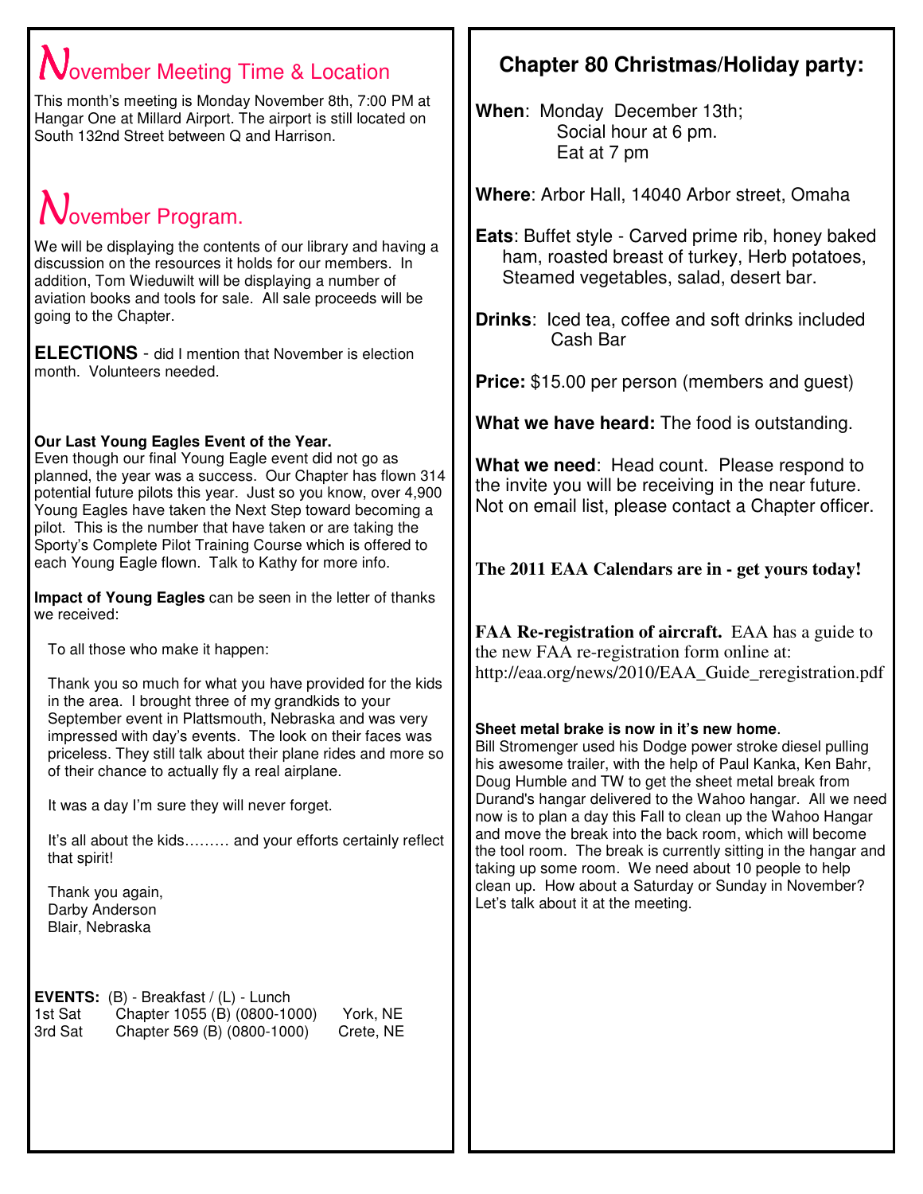## November Meeting Time & Location

This month's meeting is Monday November 8th, 7:00 PM at Hangar One at Millard Airport. The airport is still located on South 132nd Street between Q and Harrison.

## November Program.

We will be displaying the contents of our library and having a discussion on the resources it holds for our members. In addition, Tom Wieduwilt will be displaying a number of aviation books and tools for sale. All sale proceeds will be going to the Chapter.

**ELECTIONS** - did I mention that November is election month. Volunteers needed.

**Our Last Young Eagles Event of the Year.**
Even though our final Young Eagle event did not go as planned, the year was a success. Our Chapter has flown 314 potential future pilots this year. Just so you know, over 4,900 Young Eagles have taken the Next Step toward becoming a pilot. This is the number that have taken or are taking the Sporty's Complete Pilot Training Course which is offered to each Young Eagle flown. Talk to Kathy for more info.

**Impact of Young Eagles** can be seen in the letter of thanks we received:

> To all those who make it happen:
>
> Thank you so much for what you have provided for the kids in the area. I brought three of my grandkids to your September event in Plattsmouth, Nebraska and was very impressed with day's events. The look on their faces was priceless. They still talk about their plane rides and more so of their chance to actually fly a real airplane.
>
> It was a day I'm sure they will never forget.
>
> It's all about the kids……… and your efforts certainly reflect that spirit!
>
> Thank you again,
> Darby Anderson
> Blair, Nebraska

**EVENTS:** (B) - Breakfast / (L) - Lunch

| | | |
|---|---|---|
| 1st Sat | Chapter 1055 (B) (0800-1000) | York, NE |
| 3rd Sat | Chapter 569 (B) (0800-1000) | Crete, NE |

## Chapter 80 Christmas/Holiday party:

**When**: Monday December 13th;
Social hour at 6 pm.
Eat at 7 pm

**Where**: Arbor Hall, 14040 Arbor street, Omaha

**Eats**: Buffet style - Carved prime rib, honey baked ham, roasted breast of turkey, Herb potatoes, Steamed vegetables, salad, desert bar.

**Drinks**: Iced tea, coffee and soft drinks included
Cash Bar

**Price:** $15.00 per person (members and guest)

**What we have heard:** The food is outstanding.

**What we need**: Head count. Please respond to the invite you will be receiving in the near future. Not on email list, please contact a Chapter officer.

**The 2011 EAA Calendars are in - get yours today!**

**FAA Re-registration of aircraft.** EAA has a guide to the new FAA re-registration form online at: http://eaa.org/news/2010/EAA_Guide_reregistration.pdf

**Sheet metal brake is now in it's new home**.
Bill Stromenger used his Dodge power stroke diesel pulling his awesome trailer, with the help of Paul Kanka, Ken Bahr, Doug Humble and TW to get the sheet metal break from Durand's hangar delivered to the Wahoo hangar. All we need now is to plan a day this Fall to clean up the Wahoo Hangar and move the break into the back room, which will become the tool room. The break is currently sitting in the hangar and taking up some room. We need about 10 people to help clean up. How about a Saturday or Sunday in November? Let's talk about it at the meeting.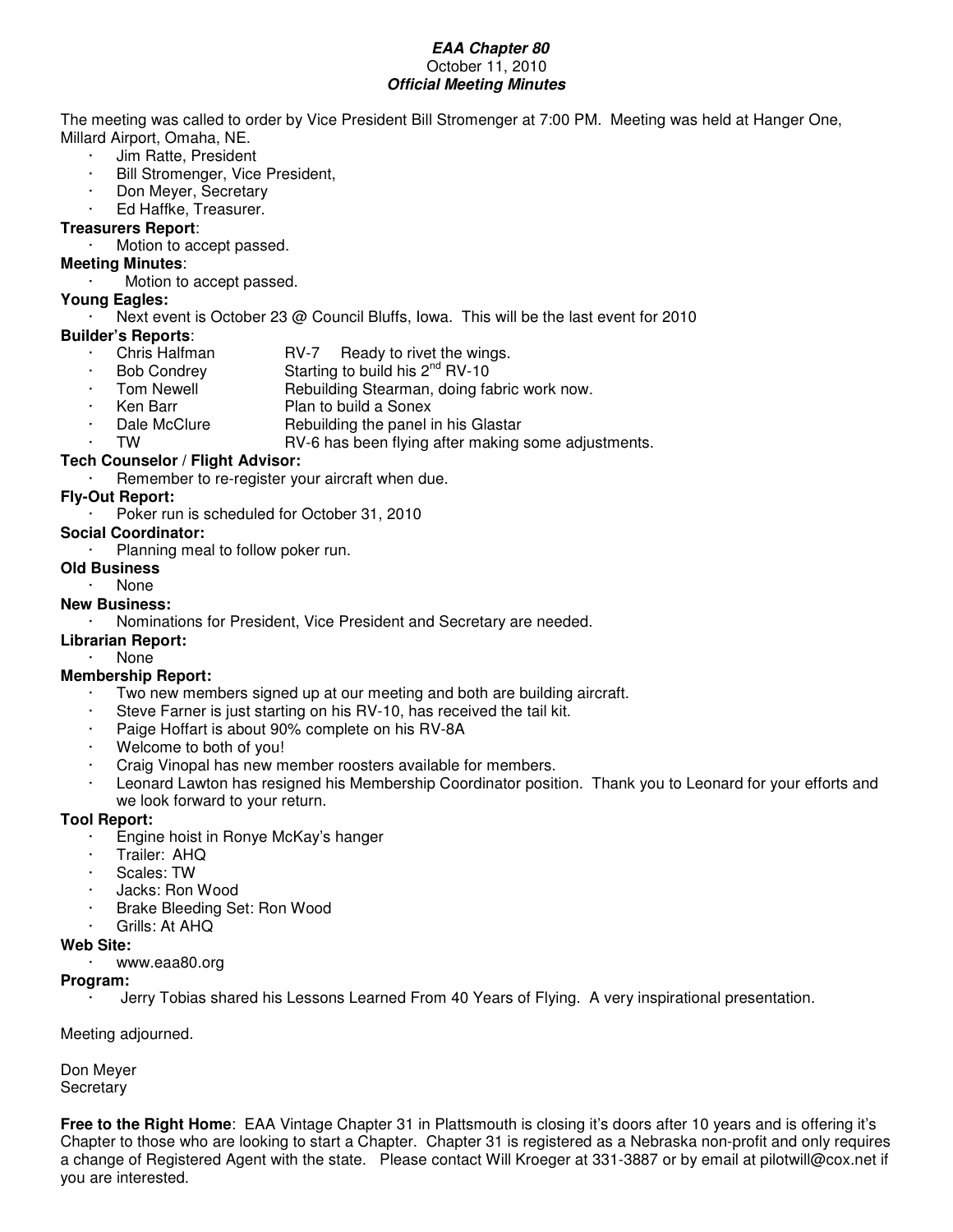**_EAA Chapter 80_**
October 11, 2010
**_Official Meeting Minutes_**

The meeting was called to order by Vice President Bill Stromenger at 7:00 PM. Meeting was held at Hanger One, Millard Airport, Omaha, NE.

- Jim Ratte, President
- Bill Stromenger, Vice President,
- Don Meyer, Secretary
- Ed Haffke, Treasurer.

**Treasurers Report**:

- Motion to accept passed.

**Meeting Minutes**:

- Motion to accept passed.

**Young Eagles:**

- Next event is October 23 @ Council Bluffs, Iowa. This will be the last event for 2010

**Builder's Reports**:

- Chris Halfman — RV-7 Ready to rivet the wings.
- Bob Condrey — Starting to build his 2nd RV-10
- Tom Newell — Rebuilding Stearman, doing fabric work now.
- Ken Barr — Plan to build a Sonex
- Dale McClure — Rebuilding the panel in his Glastar
- TW — RV-6 has been flying after making some adjustments.

**Tech Counselor / Flight Advisor:**

- Remember to re-register your aircraft when due.

**Fly-Out Report:**

- Poker run is scheduled for October 31, 2010

**Social Coordinator:**

- Planning meal to follow poker run.

**Old Business**

- None

**New Business:**

- Nominations for President, Vice President and Secretary are needed.

**Librarian Report:**

- None

**Membership Report:**

- Two new members signed up at our meeting and both are building aircraft.
- Steve Farner is just starting on his RV-10, has received the tail kit.
- Paige Hoffart is about 90% complete on his RV-8A
- Welcome to both of you!
- Craig Vinopal has new member roosters available for members.
- Leonard Lawton has resigned his Membership Coordinator position. Thank you to Leonard for your efforts and we look forward to your return.

**Tool Report:**

- Engine hoist in Ronye McKay's hanger
- Trailer: AHQ
- Scales: TW
- Jacks: Ron Wood
- Brake Bleeding Set: Ron Wood
- Grills: At AHQ

**Web Site:**

- www.eaa80.org

**Program:**

- Jerry Tobias shared his Lessons Learned From 40 Years of Flying. A very inspirational presentation.

Meeting adjourned.

Don Meyer
Secretary

**Free to the Right Home**: EAA Vintage Chapter 31 in Plattsmouth is closing it's doors after 10 years and is offering it's Chapter to those who are looking to start a Chapter. Chapter 31 is registered as a Nebraska non-profit and only requires a change of Registered Agent with the state. Please contact Will Kroeger at 331-3887 or by email at pilotwill@cox.net if you are interested.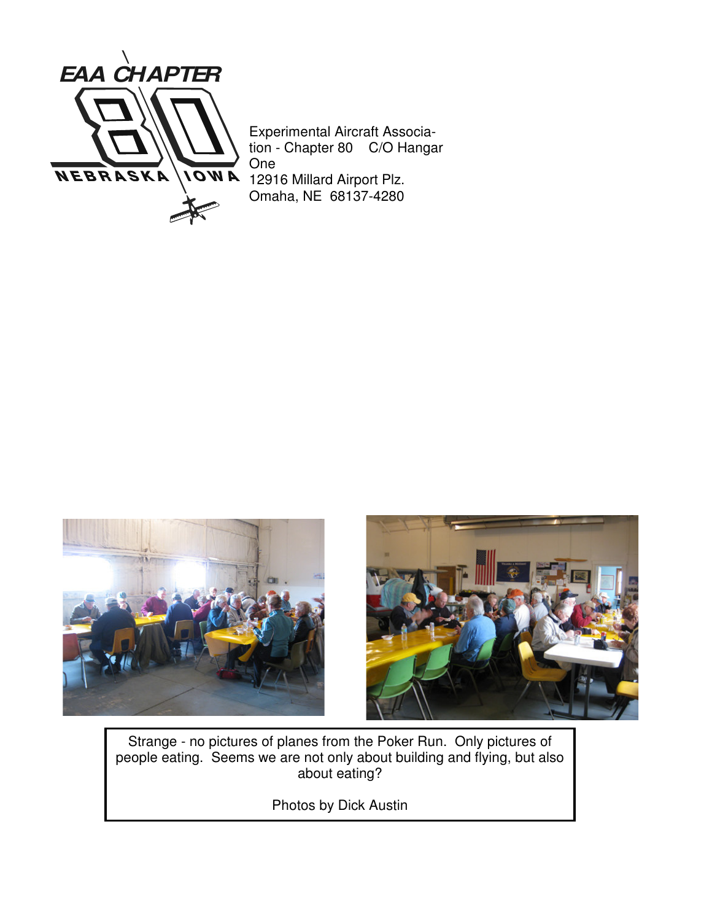Experimental Aircraft Association - Chapter 80 C/O Hangar One
12916 Millard Airport Plz.
Omaha, NE 68137-4280

Strange - no pictures of planes from the Poker Run. Only pictures of people eating. Seems we are not only about building and flying, but also about eating?

Photos by Dick Austin